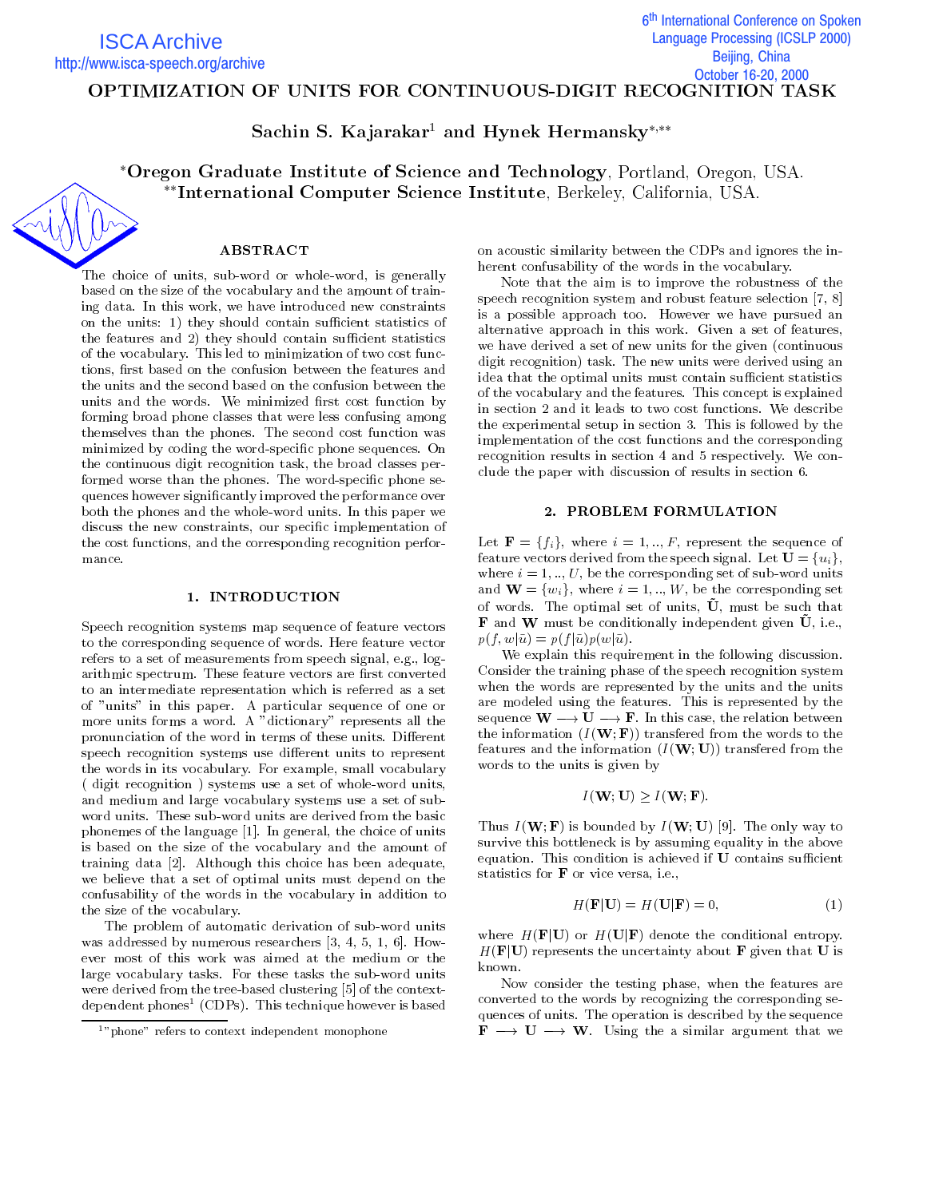# OPTIMIZATION OF UNITS FOR CONTINUOUS-DIGIT RECOGNITION TASK

**Sachin S. Kajarekar[1] and Hynek Hermansky[*,**]**

[*]**Oregon Graduate Institute of Science and Technology**, Portland, Oregon, USA.
[**]**International Computer Science Institute**, Berkeley, California, USA.

## ABSTRACT

The choice of units, sub-word or whole-word, is generally based on the size of the vocabulary and the amount of training data. In this work, we have introduced new constraints on the units: 1) they should contain sufficient statistics of the features and 2) they should contain sufficient statistics of the vocabulary. This led to minimization of two cost functions, first based on the confusion between the features and the units and the second based on the confusion between the units and the words. We minimized first cost function by forming broad phone classes that were less confusing among themselves than the phones. The second cost function was minimized by coding the word-specific phone sequences. On the continuous digit recognition task, the broad classes performed worse than the phones. The word-specific phone sequences however significantly improved the performance over both the phones and the whole-word units. In this paper we discuss the new constraints, our specific implementation of the cost functions, and the corresponding recognition performance.

## 1. INTRODUCTION

Speech recognition systems map sequence of feature vectors to the corresponding sequence of words. Here feature vector refers to a set of measurements from speech signal, e.g., logarithmic spectrum. These feature vectors are first converted to an intermediate representation which is referred as a set of "units" in this paper. A particular sequence of one or more units forms a word. A "dictionary" represents all the pronunciation of the word in terms of these units. Different speech recognition systems use different units to represent the words in its vocabulary. For example, small vocabulary ( digit recognition ) systems use a set of whole-word units, and medium and large vocabulary systems use a set of sub-word units. These sub-word units are derived from the basic phonemes of the language [1]. In general, the choice of units is based on the size of the vocabulary and the amount of training data [2]. Although this choice has been adequate, we believe that a set of optimal units must depend on the confusability of the words in the vocabulary in addition to the size of the vocabulary.

The problem of automatic derivation of sub-word units was addressed by numerous researchers [3, 4, 5, 1, 6]. However most of this work was aimed at the medium or the large vocabulary tasks. For these tasks the sub-word units were derived from the tree-based clustering [5] of the context-dependent phones[1] (CDPs). This technique however is based on acoustic similarity between the CDPs and ignores the inherent confusability of the words in the vocabulary.

Note that the aim is to improve the robustness of the speech recognition system and robust feature selection [7, 8] is a possible approach too. However we have pursued an alternative approach in this work. Given a set of features, we have derived a set of new units for the given (continuous digit recognition) task. The new units were derived using an idea that the optimal units must contain sufficient statistics of the vocabulary and the features. This concept is explained in section 2 and it leads to two cost functions. We describe the experimental setup in section 3. This is followed by the implementation of the cost functions and the corresponding recognition results in section 4 and 5 respectively. We conclude the paper with discussion of results in section 6.

## 2. PROBLEM FORMULATION

Let $\mathbf{F} = \{f_i\}$, where $i = 1, .., F$, represent the sequence of feature vectors derived from the speech signal. Let $\mathbf{U} = \{u_i\}$, where $i = 1, .., U$, be the corresponding set of sub-word units and $\mathbf{W} = \{w_i\}$, where $i = 1, .., W$, be the corresponding set of words. The optimal set of units, $\tilde{\mathbf{U}}$, must be such that $\mathbf{F}$ and $\mathbf{W}$ must be conditionally independent given $\tilde{\mathbf{U}}$, i.e., $p(f, w|\tilde{u}) = p(f|\tilde{u})p(w|\tilde{u})$.

We explain this requirement in the following discussion. Consider the training phase of the speech recognition system when the words are represented by the units and the units are modeled using the features. This is represented by the sequence $\mathbf{W} \longrightarrow \mathbf{U} \longrightarrow \mathbf{F}$. In this case, the relation between the information ($I(\mathbf{W}; \mathbf{F})$) transfered from the words to the features and the information ($I(\mathbf{W}; \mathbf{U})$) transfered from the words to the units is given by

$$I(\mathbf{W}; \mathbf{U}) \geq I(\mathbf{W}; \mathbf{F}).$$

Thus $I(\mathbf{W}; \mathbf{F})$ is bounded by $I(\mathbf{W}; \mathbf{U})$ [9]. The only way to survive this bottleneck is by assuming equality in the above equation. This condition is achieved if $\mathbf{U}$ contains sufficient statistics for $\mathbf{F}$ or vice versa, i.e.,

$$H(\mathbf{F}|\mathbf{U}) = H(\mathbf{U}|\mathbf{F}) = 0, \tag{1}$$

where $H(\mathbf{F}|\mathbf{U})$ or $H(\mathbf{U}|\mathbf{F})$ denote the conditional entropy. $H(\mathbf{F}|\mathbf{U})$ represents the uncertainty about $\mathbf{F}$ given that $\mathbf{U}$ is known.

Now consider the testing phase, when the features are converted to the words by recognizing the corresponding sequences of units. The operation is described by the sequence $\mathbf{F} \longrightarrow \mathbf{U} \longrightarrow \mathbf{W}$. Using the a similar argument that we

---

[1] "phone" refers to context independent monophone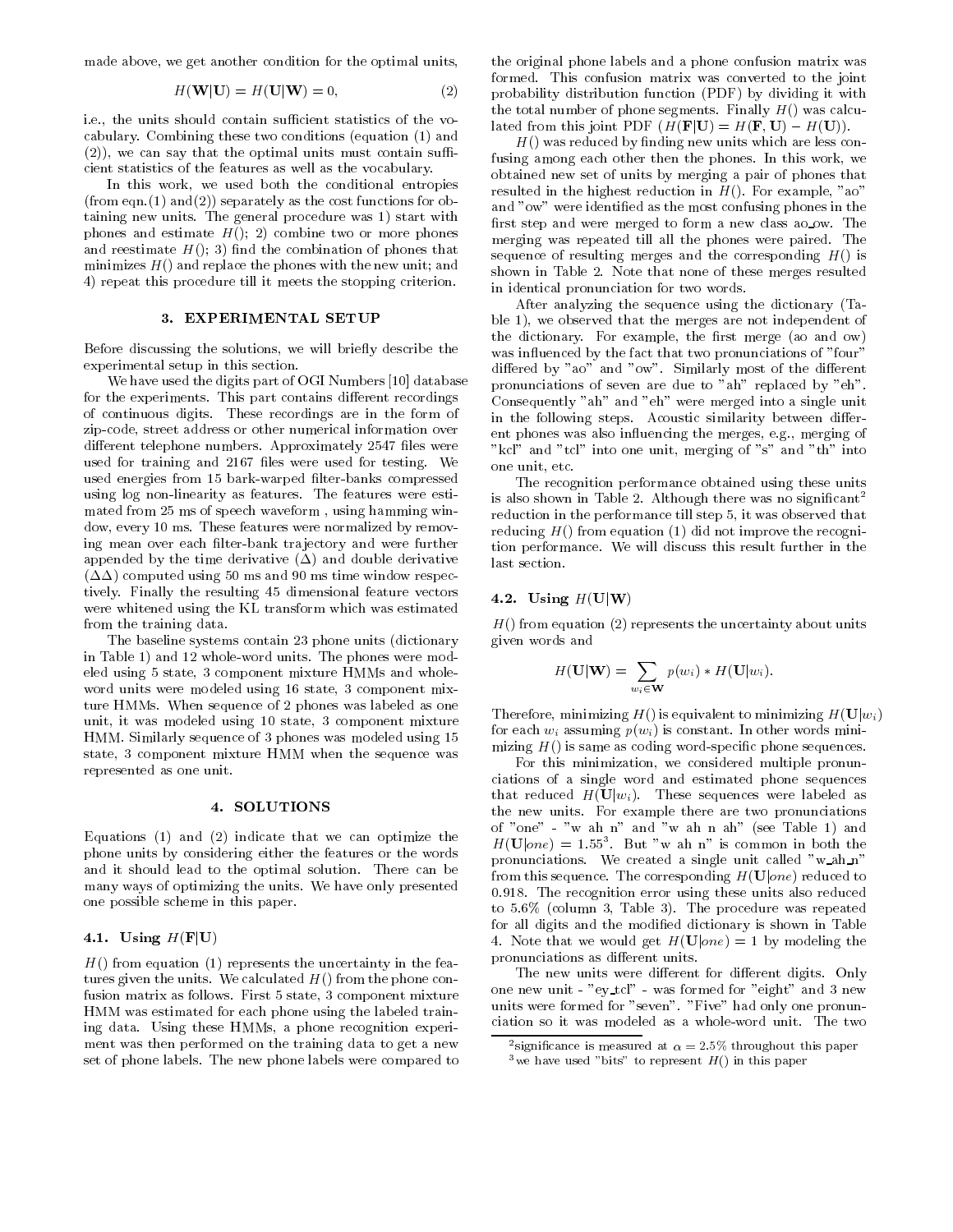made above, we get another condition for the optimal units,

$$H(\mathbf{W}|\mathbf{U}) = H(\mathbf{U}|\mathbf{W}) = 0, \qquad (2)$$

i.e., the units should contain sufficient statistics of the vocabulary. Combining these two conditions (equation (1) and (2)), we can say that the optimal units must contain sufficient statistics of the features as well as the vocabulary.

In this work, we used both the conditional entropies (from eqn.(1) and(2)) separately as the cost functions for obtaining new units. The general procedure was 1) start with phones and estimate $H()$; 2) combine two or more phones and reestimate $H()$; 3) find the combination of phones that minimizes $H()$ and replace the phones with the new unit; and 4) repeat this procedure till it meets the stopping criterion.

### 3. EXPERIMENTAL SETUP

Before discussing the solutions, we will briefly describe the experimental setup in this section.

We have used the digits part of OGI Numbers [10] database for the experiments. This part contains different recordings of continuous digits. These recordings are in the form of zip-code, street address or other numerical information over different telephone numbers. Approximately 2547 files were used for training and 2167 files were used for testing. We used energies from 15 bark-warped filter-banks compressed using log non-linearity as features. The features were estimated from 25 ms of speech waveform , using hamming window, every 10 ms. These features were normalized by removing mean over each filter-bank trajectory and were further appended by the time derivative ($\Delta$) and double derivative ($\Delta\Delta$) computed using 50 ms and 90 ms time window respectively. Finally the resulting 45 dimensional feature vectors were whitened using the KL transform which was estimated from the training data.

The baseline systems contain 23 phone units (dictionary in Table 1) and 12 whole-word units. The phones were modeled using 5 state, 3 component mixture HMMs and whole-word units were modeled using 16 state, 3 component mixture HMMs. When sequence of 2 phones was labeled as one unit, it was modeled using 10 state, 3 component mixture HMM. Similarly sequence of 3 phones was modeled using 15 state, 3 component mixture HMM when the sequence was represented as one unit.

### 4. SOLUTIONS

Equations (1) and (2) indicate that we can optimize the phone units by considering either the features or the words and it should lead to the optimal solution. There can be many ways of optimizing the units. We have only presented one possible scheme in this paper.

#### 4.1. Using $H(\mathbf{F}|\mathbf{U})$

$H()$ from equation (1) represents the uncertainty in the features given the units. We calculated $H()$ from the phone confusion matrix as follows. First 5 state, 3 component mixture HMM was estimated for each phone using the labeled training data. Using these HMMs, a phone recognition experiment was then performed on the training data to get a new set of phone labels. The new phone labels were compared to the original phone labels and a phone confusion matrix was formed. This confusion matrix was converted to the joint probability distribution function (PDF) by dividing it with the total number of phone segments. Finally $H()$ was calculated from this joint PDF ($H(\mathbf{F}|\mathbf{U}) = H(\mathbf{F}, \mathbf{U}) - H(\mathbf{U})$).

$H()$ was reduced by finding new units which are less confusing among each other then the phones. In this work, we obtained new set of units by merging a pair of phones that resulted in the highest reduction in $H()$. For example, "ao" and "ow" were identified as the most confusing phones in the first step and were merged to form a new class ao_ow. The merging was repeated till all the phones were paired. The sequence of resulting merges and the corresponding $H()$ is shown in Table 2. Note that none of these merges resulted in identical pronunciation for two words.

After analyzing the sequence using the dictionary (Table 1), we observed that the merges are not independent of the dictionary. For example, the first merge (ao and ow) was influenced by the fact that two pronunciations of "four" differed by "ao" and "ow". Similarly most of the different pronunciations of seven are due to "ah" replaced by "eh". Consequently "ah" and "eh" were merged into a single unit in the following steps. Acoustic similarity between different phones was also influencing the merges, e.g., merging of "kcl" and "tcl" into one unit, merging of "s" and "th" into one unit, etc.

The recognition performance obtained using these units is also shown in Table 2. Although there was no significant[2] reduction in the performance till step 5, it was observed that reducing $H()$ from equation (1) did not improve the recognition performance. We will discuss this result further in the last section.

#### 4.2. Using $H(\mathbf{U}|\mathbf{W})$

$H()$ from equation (2) represents the uncertainty about units given words and

$$H(\mathbf{U}|\mathbf{W}) = \sum_{w_i \in \mathbf{W}} p(w_i) * H(\mathbf{U}|w_i).$$

Therefore, minimizing $H()$ is equivalent to minimizing $H(\mathbf{U}|w_i)$ for each $w_i$ assuming $p(w_i)$ is constant. In other words minimizing $H()$ is same as coding word-specific phone sequences.

For this minimization, we considered multiple pronunciations of a single word and estimated phone sequences that reduced $H(\mathbf{U}|w_i)$. These sequences were labeled as the new units. For example there are two pronunciations of "one" - "w ah n" and "w ah n ah" (see Table 1) and $H(\mathbf{U}|one) = 1.55$[3]. But "w ah n" is common in both the pronunciations. We created a single unit called "w_ah_n" from this sequence. The corresponding $H(\mathbf{U}|one)$ reduced to 0.918. The recognition error using these units also reduced to 5.6% (column 3, Table 3). The procedure was repeated for all digits and the modified dictionary is shown in Table 4. Note that we would get $H(\mathbf{U}|one) = 1$ by modeling the pronunciations as different units.

The new units were different for different digits. Only one new unit - "ey_tcl" - was formed for "eight" and 3 new units were formed for "seven". "Five" had only one pronunciation so it was modeled as a whole-word unit. The two

[2] significance is measured at $\alpha = 2.5\%$ throughout this paper

[3] we have used "bits" to represent $H()$ in this paper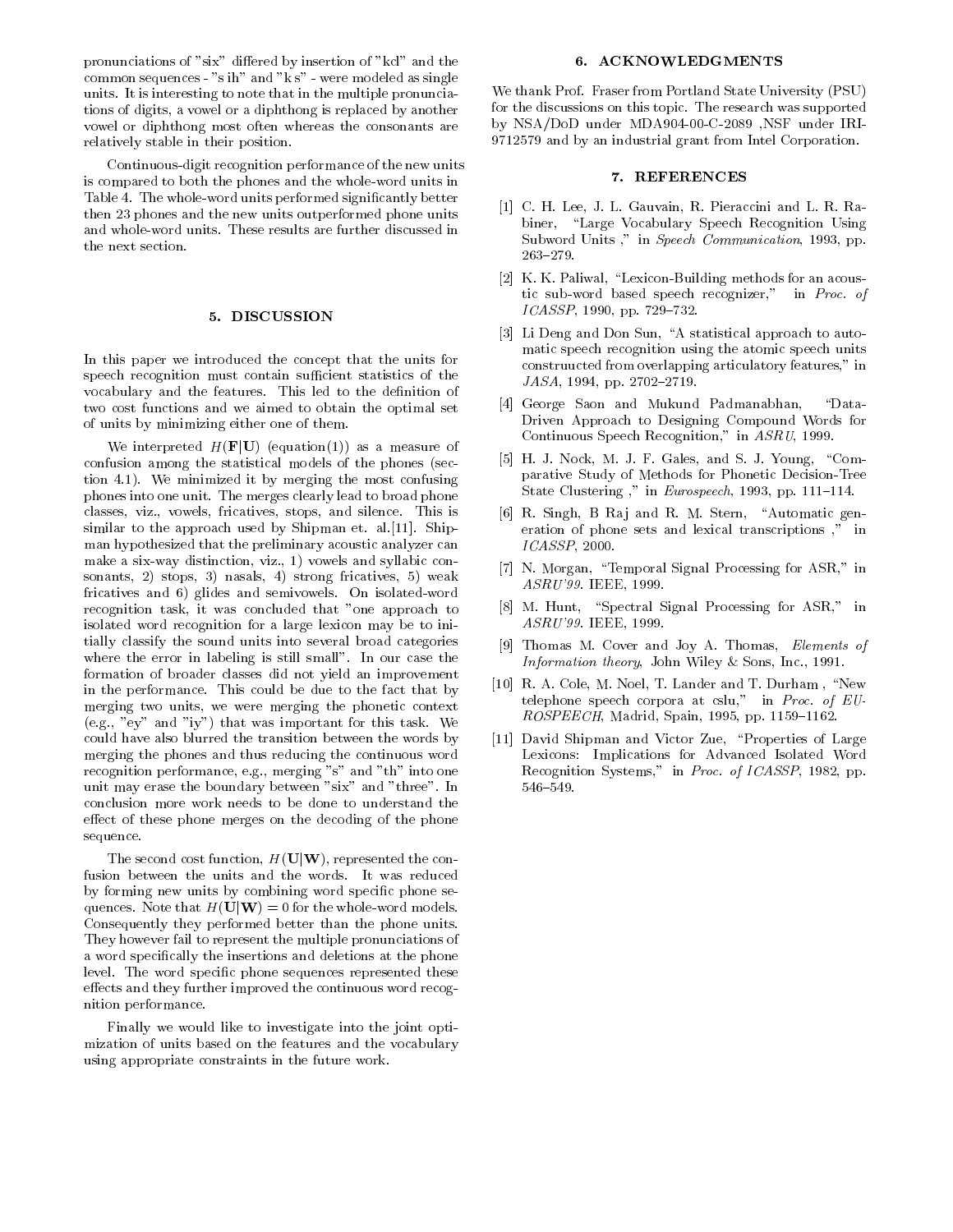pronunciations of "six" differed by insertion of "kcl" and the common sequences - "s ih" and "k s" - were modeled as single units. It is interesting to note that in the multiple pronunciations of digits, a vowel or a diphthong is replaced by another vowel or diphthong most often whereas the consonants are relatively stable in their position.

Continuous-digit recognition performance of the new units is compared to both the phones and the whole-word units in Table 4. The whole-word units performed significantly better then 23 phones and the new units outperformed phone units and whole-word units. These results are further discussed in the next section.

## 5. DISCUSSION

In this paper we introduced the concept that the units for speech recognition must contain sufficient statistics of the vocabulary and the features. This led to the definition of two cost functions and we aimed to obtain the optimal set of units by minimizing either one of them.

We interpreted $H(\mathbf{F}|\mathbf{U})$ (equation(1)) as a measure of confusion among the statistical models of the phones (section 4.1). We minimized it by merging the most confusing phones into one unit. The merges clearly lead to broad phone classes, viz., vowels, fricatives, stops, and silence. This is similar to the approach used by Shipman et. al.[11]. Shipman hypothesized that the preliminary acoustic analyzer can make a six-way distinction, viz., 1) vowels and syllabic consonants, 2) stops, 3) nasals, 4) strong fricatives, 5) weak fricatives and 6) glides and semivowels. On isolated-word recognition task, it was concluded that "one approach to isolated word recognition for a large lexicon may be to initially classify the sound units into several broad categories where the error in labeling is still small". In our case the formation of broader classes did not yield an improvement in the performance. This could be due to the fact that by merging two units, we were merging the phonetic context (e.g., "ey" and "iy") that was important for this task. We could have also blurred the transition between the words by merging the phones and thus reducing the continuous word recognition performance, e.g., merging "s" and "th" into one unit may erase the boundary between "six" and "three". In conclusion more work needs to be done to understand the effect of these phone merges on the decoding of the phone sequence.

The second cost function, $H(\mathbf{U}|\mathbf{W})$, represented the confusion between the units and the words. It was reduced by forming new units by combining word specific phone sequences. Note that $H(\mathbf{U}|\mathbf{W}) = 0$ for the whole-word models. Consequently they performed better than the phone units. They however fail to represent the multiple pronunciations of a word specifically the insertions and deletions at the phone level. The word specific phone sequences represented these effects and they further improved the continuous word recognition performance.

Finally we would like to investigate into the joint optimization of units based on the features and the vocabulary using appropriate constraints in the future work.

## 6. ACKNOWLEDGMENTS

We thank Prof. Fraser from Portland State University (PSU) for the discussions on this topic. The research was supported by NSA/DoD under MDA904-00-C-2089 ,NSF under IRI-9712579 and by an industrial grant from Intel Corporation.

## 7. REFERENCES

[1] C. H. Lee, J. L. Gauvain, R. Pieraccini and L. R. Rabiner, "Large Vocabulary Speech Recognition Using Subword Units ," in *Speech Communication*, 1993, pp. 263–279.

[2] K. K. Paliwal, "Lexicon-Building methods for an acoustic sub-word based speech recognizer," in *Proc. of ICASSP*, 1990, pp. 729–732.

[3] Li Deng and Don Sun, "A statistical approach to automatic speech recognition using the atomic speech units construucted from overlapping articulatory features," in *JASA*, 1994, pp. 2702–2719.

[4] George Saon and Mukund Padmanabhan, "Data-Driven Approach to Designing Compound Words for Continuous Speech Recognition," in *ASRU*, 1999.

[5] H. J. Nock, M. J. F. Gales, and S. J. Young, "Comparative Study of Methods for Phonetic Decision-Tree State Clustering ," in *Eurospeech*, 1993, pp. 111–114.

[6] R. Singh, B Raj and R. M. Stern, "Automatic generation of phone sets and lexical transcriptions ," in *ICASSP*, 2000.

[7] N. Morgan, "Temporal Signal Processing for ASR," in *ASRU'99*. IEEE, 1999.

[8] M. Hunt, "Spectral Signal Processing for ASR," in *ASRU'99*. IEEE, 1999.

[9] Thomas M. Cover and Joy A. Thomas, *Elements of Information theory*, John Wiley & Sons, Inc., 1991.

[10] R. A. Cole, M. Noel, T. Lander and T. Durham , "New telephone speech corpora at cslu," in *Proc. of EUROSPEECH*, Madrid, Spain, 1995, pp. 1159–1162.

[11] David Shipman and Victor Zue, "Properties of Large Lexicons: Implications for Advanced Isolated Word Recognition Systems," in *Proc. of ICASSP*, 1982, pp. 546–549.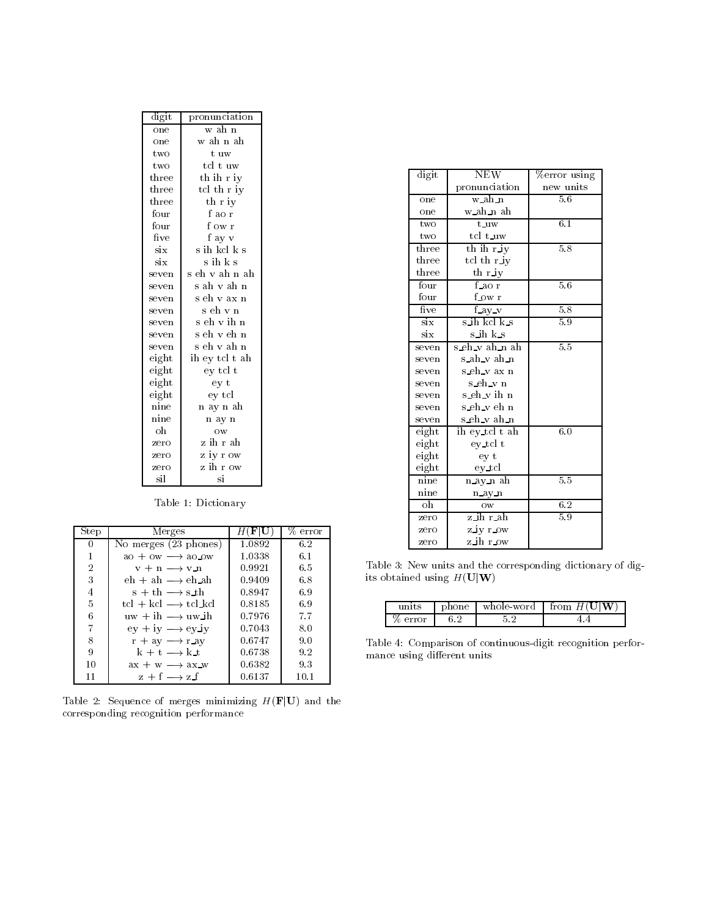| digit | pronunciation |
|---|---|
| one | w ah n |
| one | w ah n ah |
| two | t uw |
| two | tcl t uw |
| three | th ih r iy |
| three | tcl th r iy |
| three | th r iy |
| four | f ao r |
| four | f ow r |
| five | f ay v |
| six | s ih kcl k s |
| six | s ih k s |
| seven | s eh v ah n ah |
| seven | s ah v ah n |
| seven | s eh v ax n |
| seven | s eh v n |
| seven | s eh v ih n |
| seven | s eh v eh n |
| seven | s eh v ah n |
| eight | ih ey tcl t ah |
| eight | ey tcl t |
| eight | ey t |
| eight | ey tcl |
| nine | n ay n ah |
| nine | n ay n |
| oh | ow |
| zero | z ih r ah |
| zero | z iy r ow |
| zero | z ih r ow |
| sil | si |

Table 1: Dictionary

| Step | Merges | $H(\mathbf{F}\|\mathbf{U})$ | % error |
|---|---|---|---|
| 0 | No merges (23 phones) | 1.0892 | 6.2 |
| 1 | ao + ow $\longrightarrow$ ao_ow | 1.0338 | 6.1 |
| 2 | v + n $\longrightarrow$ v_n | 0.9921 | 6.5 |
| 3 | eh + ah $\longrightarrow$ eh_ah | 0.9409 | 6.8 |
| 4 | s + th $\longrightarrow$ s_th | 0.8947 | 6.9 |
| 5 | tcl + kcl $\longrightarrow$ tcl_kcl | 0.8185 | 6.9 |
| 6 | uw + ih $\longrightarrow$ uw_ih | 0.7976 | 7.7 |
| 7 | ey + iy $\longrightarrow$ ey_iy | 0.7043 | 8.0 |
| 8 | r + ay $\longrightarrow$ r_ay | 0.6747 | 9.0 |
| 9 | k + t $\longrightarrow$ k_t | 0.6738 | 9.2 |
| 10 | ax + w $\longrightarrow$ ax_w | 0.6382 | 9.3 |
| 11 | z + f $\longrightarrow$ z_f | 0.6137 | 10.1 |

Table 2: Sequence of merges minimizing $H(\mathbf{F}|\mathbf{U})$ and the corresponding recognition performance

| digit | NEW pronunciation | %error using new units |
|---|---|---|
| one | w_ah_n | 5.6 |
| one | w_ah_n ah | |
| two | t_uw | 6.1 |
| two | tcl t_uw | |
| three | th ih r_iy | 5.8 |
| three | tcl th r_iy | |
| three | th r_iy | |
| four | f_ao r | 5.6 |
| four | f_ow r | |
| five | f_ay_v | 5.8 |
| six | s_ih kcl k_s | 5.9 |
| six | s_ih k_s | |
| seven | s_eh_v ah_n ah | 5.5 |
| seven | s_ah_v ah_n | |
| seven | s_eh_v ax n | |
| seven | s_eh_v n | |
| seven | s_eh_v ih n | |
| seven | s_eh_v eh n | |
| seven | s_eh_v ah_n | |
| eight | ih ey_tcl t ah | 6.0 |
| eight | ey_tcl t | |
| eight | ey t | |
| eight | ey_tcl | |
| nine | n_ay_n ah | 5.5 |
| nine | n_ay_n | |
| oh | ow | 6.2 |
| zero | z_ih r_ah | 5.9 |
| zero | z_iy r_ow | |
| zero | z_ih r_ow | |

Table 3: New units and the corresponding dictionary of digits obtained using $H(\mathbf{U}|\mathbf{W})$

| units | phone | whole-word | from $H(\mathbf{U}\|\mathbf{W})$ |
|---|---|---|---|
| % error | 6.2 | 5.2 | 4.4 |

Table 4: Comparison of continuous-digit recognition performance using different units